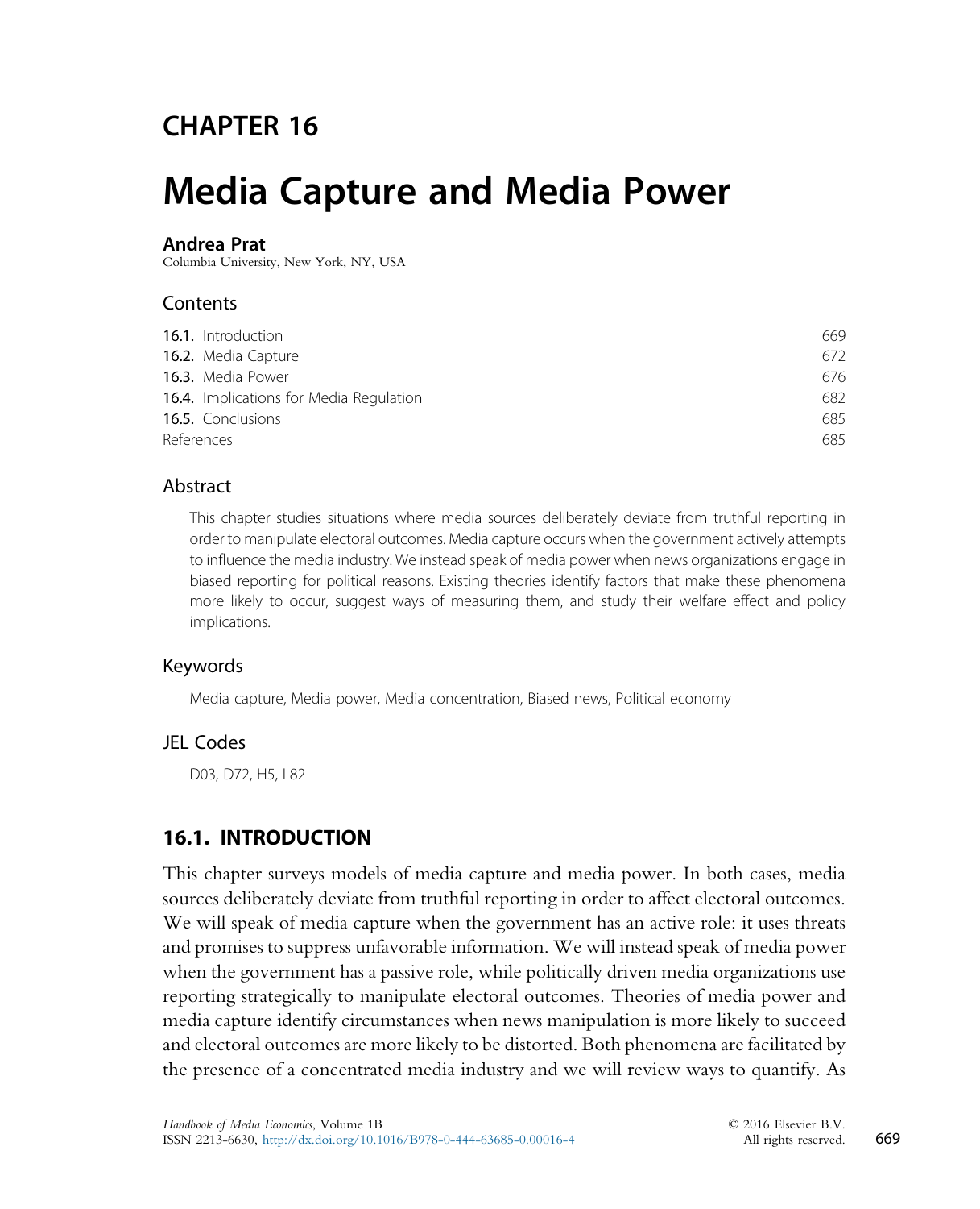# CHAPTER 16

# Media Capture and Media Power

**Andrea Prat**
Columbia University, New York, NY, USA

## Contents

| | |
|---|---|
| **16.1.** Introduction | 669 |
| **16.2.** Media Capture | 672 |
| **16.3.** Media Power | 676 |
| **16.4.** Implications for Media Regulation | 682 |
| **16.5.** Conclusions | 685 |
| References | 685 |

## Abstract

This chapter studies situations where media sources deliberately deviate from truthful reporting in order to manipulate electoral outcomes. Media capture occurs when the government actively attempts to influence the media industry. We instead speak of media power when news organizations engage in biased reporting for political reasons. Existing theories identify factors that make these phenomena more likely to occur, suggest ways of measuring them, and study their welfare effect and policy implications.

## Keywords

Media capture, Media power, Media concentration, Biased news, Political economy

## JEL Codes

D03, D72, H5, L82

## 16.1. INTRODUCTION

This chapter surveys models of media capture and media power. In both cases, media sources deliberately deviate from truthful reporting in order to affect electoral outcomes. We will speak of media capture when the government has an active role: it uses threats and promises to suppress unfavorable information. We will instead speak of media power when the government has a passive role, while politically driven media organizations use reporting strategically to manipulate electoral outcomes. Theories of media power and media capture identify circumstances when news manipulation is more likely to succeed and electoral outcomes are more likely to be distorted. Both phenomena are facilitated by the presence of a concentrated media industry and we will review ways to quantify. As

*Handbook of Media Economics*, Volume 1B
ISSN 2213-6630, http://dx.doi.org/10.1016/B978-0-444-63685-0.00016-4

© 2016 Elsevier B.V.
All rights reserved.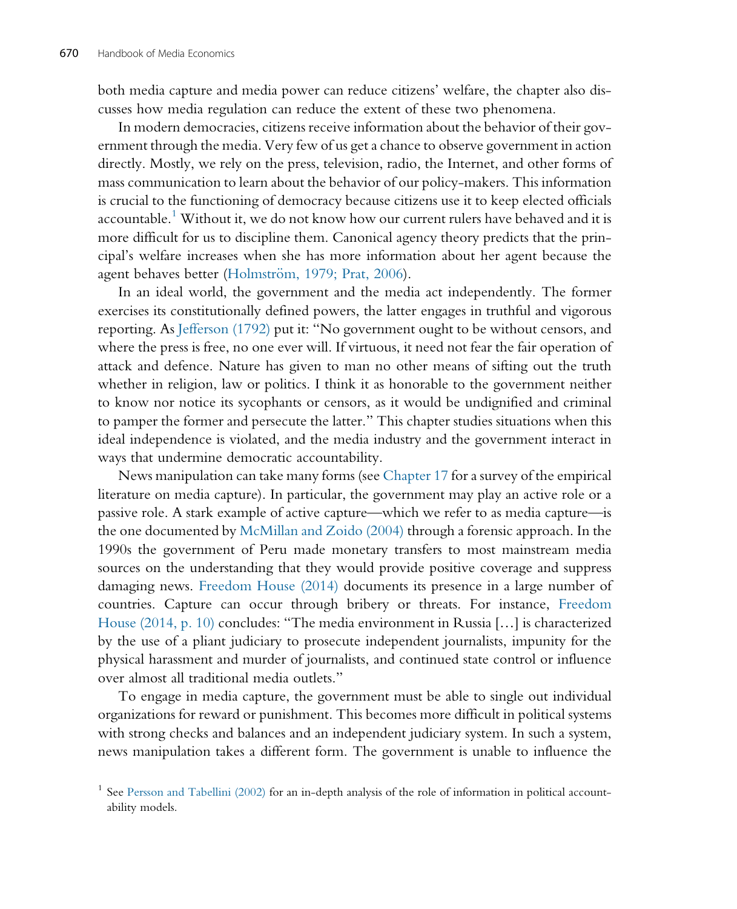both media capture and media power can reduce citizens' welfare, the chapter also discusses how media regulation can reduce the extent of these two phenomena.

In modern democracies, citizens receive information about the behavior of their government through the media. Very few of us get a chance to observe government in action directly. Mostly, we rely on the press, television, radio, the Internet, and other forms of mass communication to learn about the behavior of our policy-makers. This information is crucial to the functioning of democracy because citizens use it to keep elected officials accountable.[1] Without it, we do not know how our current rulers have behaved and it is more difficult for us to discipline them. Canonical agency theory predicts that the principal's welfare increases when she has more information about her agent because the agent behaves better (Holmström, 1979; Prat, 2006).

In an ideal world, the government and the media act independently. The former exercises its constitutionally defined powers, the latter engages in truthful and vigorous reporting. As Jefferson (1792) put it: "No government ought to be without censors, and where the press is free, no one ever will. If virtuous, it need not fear the fair operation of attack and defence. Nature has given to man no other means of sifting out the truth whether in religion, law or politics. I think it as honorable to the government neither to know nor notice its sycophants or censors, as it would be undignified and criminal to pamper the former and persecute the latter." This chapter studies situations when this ideal independence is violated, and the media industry and the government interact in ways that undermine democratic accountability.

News manipulation can take many forms (see Chapter 17 for a survey of the empirical literature on media capture). In particular, the government may play an active role or a passive role. A stark example of active capture—which we refer to as media capture—is the one documented by McMillan and Zoido (2004) through a forensic approach. In the 1990s the government of Peru made monetary transfers to most mainstream media sources on the understanding that they would provide positive coverage and suppress damaging news. Freedom House (2014) documents its presence in a large number of countries. Capture can occur through bribery or threats. For instance, Freedom House (2014, p. 10) concludes: "The media environment in Russia […] is characterized by the use of a pliant judiciary to prosecute independent journalists, impunity for the physical harassment and murder of journalists, and continued state control or influence over almost all traditional media outlets."

To engage in media capture, the government must be able to single out individual organizations for reward or punishment. This becomes more difficult in political systems with strong checks and balances and an independent judiciary system. In such a system, news manipulation takes a different form. The government is unable to influence the

[1] See Persson and Tabellini (2002) for an in-depth analysis of the role of information in political accountability models.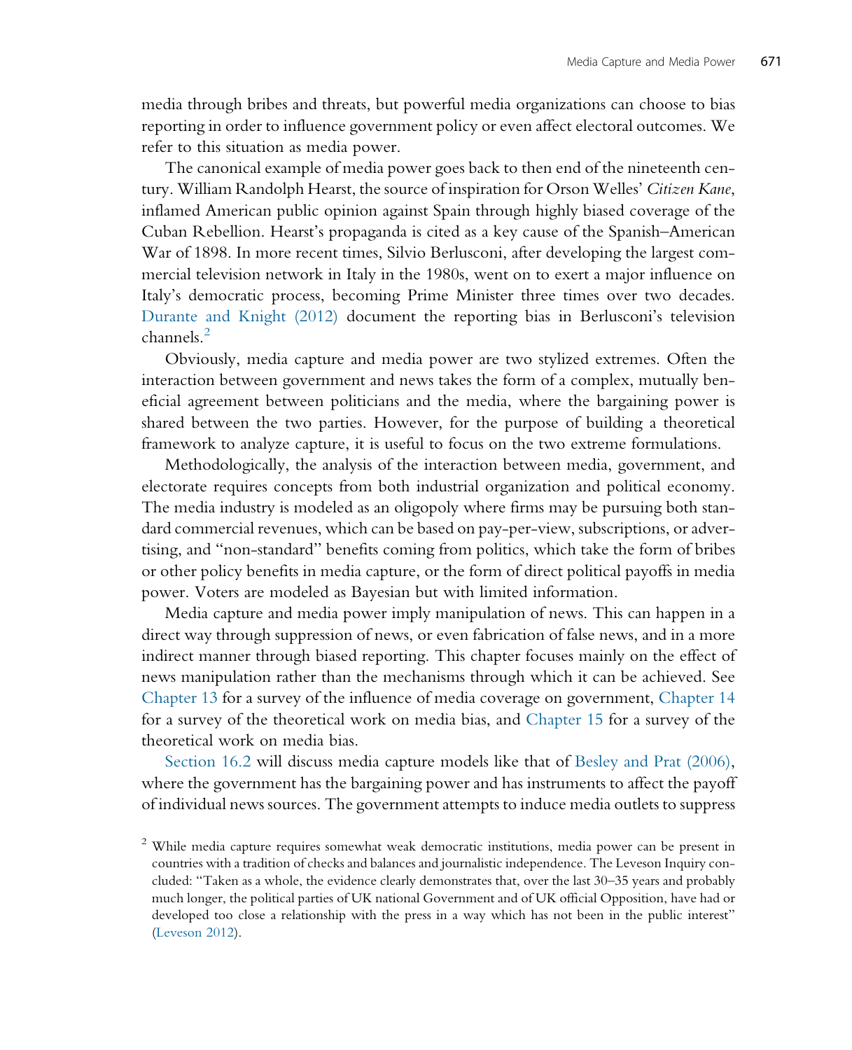media through bribes and threats, but powerful media organizations can choose to bias reporting in order to influence government policy or even affect electoral outcomes. We refer to this situation as media power.

The canonical example of media power goes back to then end of the nineteenth century. William Randolph Hearst, the source of inspiration for Orson Welles' *Citizen Kane*, inflamed American public opinion against Spain through highly biased coverage of the Cuban Rebellion. Hearst's propaganda is cited as a key cause of the Spanish–American War of 1898. In more recent times, Silvio Berlusconi, after developing the largest commercial television network in Italy in the 1980s, went on to exert a major influence on Italy's democratic process, becoming Prime Minister three times over two decades. Durante and Knight (2012) document the reporting bias in Berlusconi's television channels.[2]

Obviously, media capture and media power are two stylized extremes. Often the interaction between government and news takes the form of a complex, mutually beneficial agreement between politicians and the media, where the bargaining power is shared between the two parties. However, for the purpose of building a theoretical framework to analyze capture, it is useful to focus on the two extreme formulations.

Methodologically, the analysis of the interaction between media, government, and electorate requires concepts from both industrial organization and political economy. The media industry is modeled as an oligopoly where firms may be pursuing both standard commercial revenues, which can be based on pay-per-view, subscriptions, or advertising, and "non-standard" benefits coming from politics, which take the form of bribes or other policy benefits in media capture, or the form of direct political payoffs in media power. Voters are modeled as Bayesian but with limited information.

Media capture and media power imply manipulation of news. This can happen in a direct way through suppression of news, or even fabrication of false news, and in a more indirect manner through biased reporting. This chapter focuses mainly on the effect of news manipulation rather than the mechanisms through which it can be achieved. See Chapter 13 for a survey of the influence of media coverage on government, Chapter 14 for a survey of the theoretical work on media bias, and Chapter 15 for a survey of the theoretical work on media bias.

Section 16.2 will discuss media capture models like that of Besley and Prat (2006), where the government has the bargaining power and has instruments to affect the payoff of individual news sources. The government attempts to induce media outlets to suppress

[2] While media capture requires somewhat weak democratic institutions, media power can be present in countries with a tradition of checks and balances and journalistic independence. The Leveson Inquiry concluded: "Taken as a whole, the evidence clearly demonstrates that, over the last 30–35 years and probably much longer, the political parties of UK national Government and of UK official Opposition, have had or developed too close a relationship with the press in a way which has not been in the public interest" (Leveson 2012).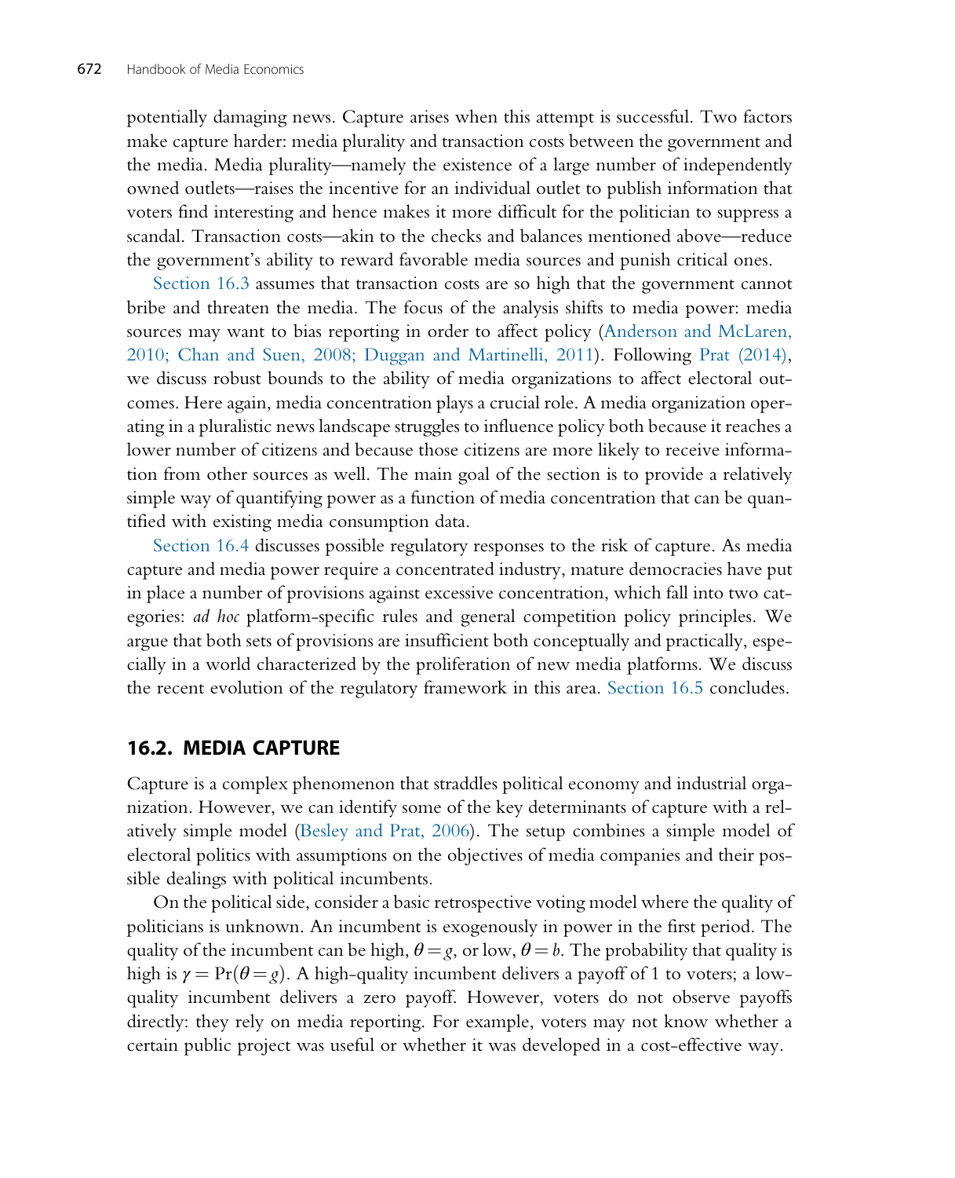potentially damaging news. Capture arises when this attempt is successful. Two factors make capture harder: media plurality and transaction costs between the government and the media. Media plurality—namely the existence of a large number of independently owned outlets—raises the incentive for an individual outlet to publish information that voters find interesting and hence makes it more difficult for the politician to suppress a scandal. Transaction costs—akin to the checks and balances mentioned above—reduce the government's ability to reward favorable media sources and punish critical ones.

Section 16.3 assumes that transaction costs are so high that the government cannot bribe and threaten the media. The focus of the analysis shifts to media power: media sources may want to bias reporting in order to affect policy (Anderson and McLaren, 2010; Chan and Suen, 2008; Duggan and Martinelli, 2011). Following Prat (2014), we discuss robust bounds to the ability of media organizations to affect electoral outcomes. Here again, media concentration plays a crucial role. A media organization operating in a pluralistic news landscape struggles to influence policy both because it reaches a lower number of citizens and because those citizens are more likely to receive information from other sources as well. The main goal of the section is to provide a relatively simple way of quantifying power as a function of media concentration that can be quantified with existing media consumption data.

Section 16.4 discusses possible regulatory responses to the risk of capture. As media capture and media power require a concentrated industry, mature democracies have put in place a number of provisions against excessive concentration, which fall into two categories: *ad hoc* platform-specific rules and general competition policy principles. We argue that both sets of provisions are insufficient both conceptually and practically, especially in a world characterized by the proliferation of new media platforms. We discuss the recent evolution of the regulatory framework in this area. Section 16.5 concludes.

## 16.2. MEDIA CAPTURE

Capture is a complex phenomenon that straddles political economy and industrial organization. However, we can identify some of the key determinants of capture with a relatively simple model (Besley and Prat, 2006). The setup combines a simple model of electoral politics with assumptions on the objectives of media companies and their possible dealings with political incumbents.

On the political side, consider a basic retrospective voting model where the quality of politicians is unknown. An incumbent is exogenously in power in the first period. The quality of the incumbent can be high, $\theta = g$, or low, $\theta = b$. The probability that quality is high is $\gamma = \Pr(\theta = g)$. A high-quality incumbent delivers a payoff of 1 to voters; a low-quality incumbent delivers a zero payoff. However, voters do not observe payoffs directly: they rely on media reporting. For example, voters may not know whether a certain public project was useful or whether it was developed in a cost-effective way.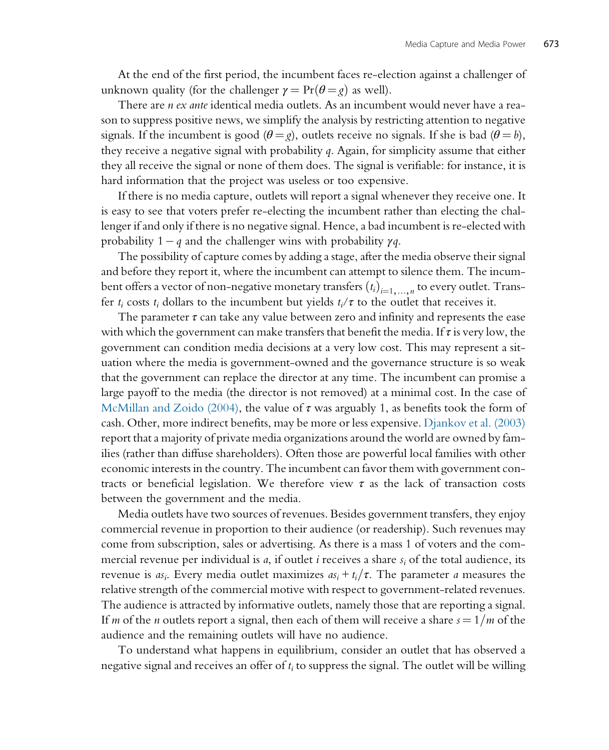At the end of the first period, the incumbent faces re-election against a challenger of unknown quality (for the challenger $\gamma = \Pr(\theta = g)$ as well).

There are $n$ *ex ante* identical media outlets. As an incumbent would never have a reason to suppress positive news, we simplify the analysis by restricting attention to negative signals. If the incumbent is good ($\theta = g$), outlets receive no signals. If she is bad ($\theta = b$), they receive a negative signal with probability $q$. Again, for simplicity assume that either they all receive the signal or none of them does. The signal is verifiable: for instance, it is hard information that the project was useless or too expensive.

If there is no media capture, outlets will report a signal whenever they receive one. It is easy to see that voters prefer re-electing the incumbent rather than electing the challenger if and only if there is no negative signal. Hence, a bad incumbent is re-elected with probability $1 - q$ and the challenger wins with probability $\gamma q$.

The possibility of capture comes by adding a stage, after the media observe their signal and before they report it, where the incumbent can attempt to silence them. The incumbent offers a vector of non-negative monetary transfers $(t_i)_{i=1,\ldots,n}$ to every outlet. Transfer $t_i$ costs $t_i$ dollars to the incumbent but yields $t_i/\tau$ to the outlet that receives it.

The parameter $\tau$ can take any value between zero and infinity and represents the ease with which the government can make transfers that benefit the media. If $\tau$ is very low, the government can condition media decisions at a very low cost. This may represent a situation where the media is government-owned and the governance structure is so weak that the government can replace the director at any time. The incumbent can promise a large payoff to the media (the director is not removed) at a minimal cost. In the case of McMillan and Zoido (2004), the value of $\tau$ was arguably 1, as benefits took the form of cash. Other, more indirect benefits, may be more or less expensive. Djankov et al. (2003) report that a majority of private media organizations around the world are owned by families (rather than diffuse shareholders). Often those are powerful local families with other economic interests in the country. The incumbent can favor them with government contracts or beneficial legislation. We therefore view $\tau$ as the lack of transaction costs between the government and the media.

Media outlets have two sources of revenues. Besides government transfers, they enjoy commercial revenue in proportion to their audience (or readership). Such revenues may come from subscription, sales or advertising. As there is a mass 1 of voters and the commercial revenue per individual is $a$, if outlet $i$ receives a share $s_i$ of the total audience, its revenue is $as_i$. Every media outlet maximizes $as_i + t_i/\tau$. The parameter $a$ measures the relative strength of the commercial motive with respect to government-related revenues. The audience is attracted by informative outlets, namely those that are reporting a signal. If $m$ of the $n$ outlets report a signal, then each of them will receive a share $s = 1/m$ of the audience and the remaining outlets will have no audience.

To understand what happens in equilibrium, consider an outlet that has observed a negative signal and receives an offer of $t_i$ to suppress the signal. The outlet will be willing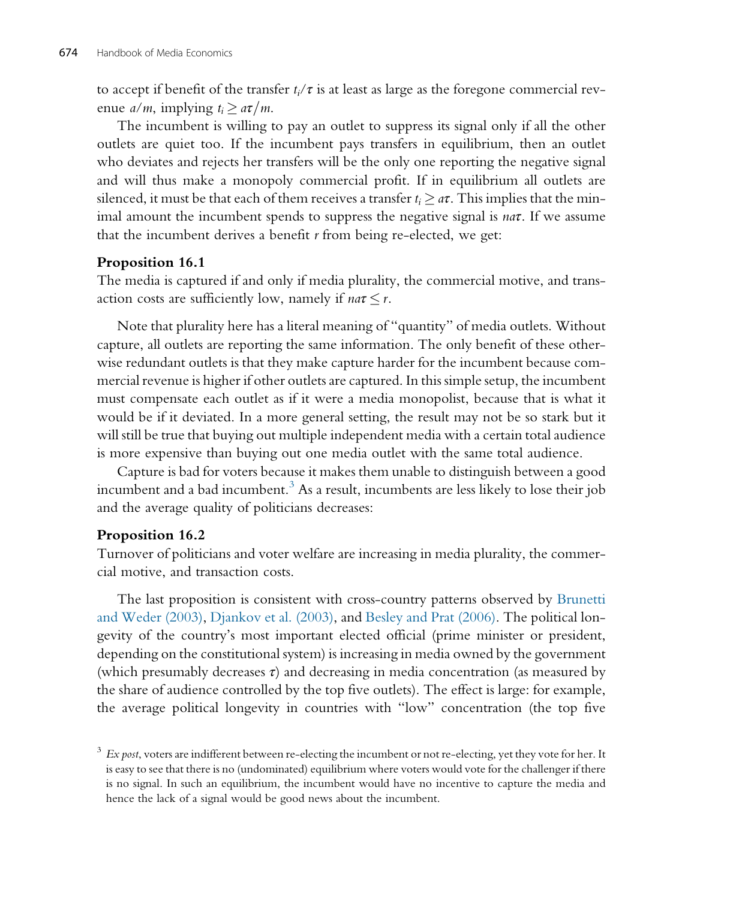to accept if benefit of the transfer $t_i/\tau$ is at least as large as the foregone commercial revenue $a/m$, implying $t_i \geq a\tau/m$.

The incumbent is willing to pay an outlet to suppress its signal only if all the other outlets are quiet too. If the incumbent pays transfers in equilibrium, then an outlet who deviates and rejects her transfers will be the only one reporting the negative signal and will thus make a monopoly commercial profit. If in equilibrium all outlets are silenced, it must be that each of them receives a transfer $t_i \geq a\tau$. This implies that the minimal amount the incumbent spends to suppress the negative signal is $na\tau$. If we assume that the incumbent derives a benefit $r$ from being re-elected, we get:

**Proposition 16.1**
The media is captured if and only if media plurality, the commercial motive, and transaction costs are sufficiently low, namely if $na\tau \leq r$.

Note that plurality here has a literal meaning of "quantity" of media outlets. Without capture, all outlets are reporting the same information. The only benefit of these otherwise redundant outlets is that they make capture harder for the incumbent because commercial revenue is higher if other outlets are captured. In this simple setup, the incumbent must compensate each outlet as if it were a media monopolist, because that is what it would be if it deviated. In a more general setting, the result may not be so stark but it will still be true that buying out multiple independent media with a certain total audience is more expensive than buying out one media outlet with the same total audience.

Capture is bad for voters because it makes them unable to distinguish between a good incumbent and a bad incumbent.[3] As a result, incumbents are less likely to lose their job and the average quality of politicians decreases:

**Proposition 16.2**
Turnover of politicians and voter welfare are increasing in media plurality, the commercial motive, and transaction costs.

The last proposition is consistent with cross-country patterns observed by Brunetti and Weder (2003), Djankov et al. (2003), and Besley and Prat (2006). The political longevity of the country's most important elected official (prime minister or president, depending on the constitutional system) is increasing in media owned by the government (which presumably decreases $\tau$) and decreasing in media concentration (as measured by the share of audience controlled by the top five outlets). The effect is large: for example, the average political longevity in countries with "low" concentration (the top five

[3] *Ex post*, voters are indifferent between re-electing the incumbent or not re-electing, yet they vote for her. It is easy to see that there is no (undominated) equilibrium where voters would vote for the challenger if there is no signal. In such an equilibrium, the incumbent would have no incentive to capture the media and hence the lack of a signal would be good news about the incumbent.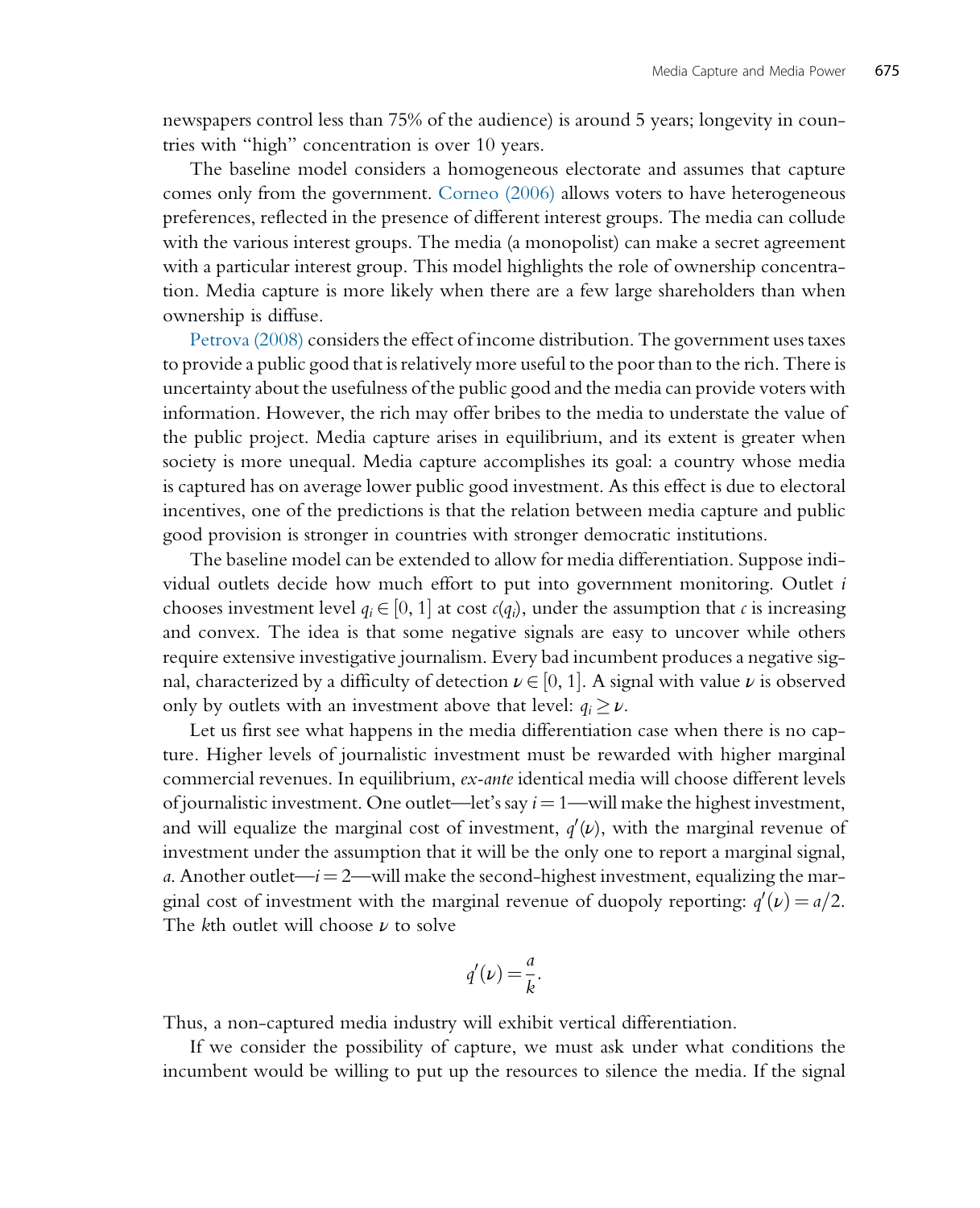newspapers control less than 75% of the audience) is around 5 years; longevity in countries with "high" concentration is over 10 years.

The baseline model considers a homogeneous electorate and assumes that capture comes only from the government. Corneo (2006) allows voters to have heterogeneous preferences, reflected in the presence of different interest groups. The media can collude with the various interest groups. The media (a monopolist) can make a secret agreement with a particular interest group. This model highlights the role of ownership concentration. Media capture is more likely when there are a few large shareholders than when ownership is diffuse.

Petrova (2008) considers the effect of income distribution. The government uses taxes to provide a public good that is relatively more useful to the poor than to the rich. There is uncertainty about the usefulness of the public good and the media can provide voters with information. However, the rich may offer bribes to the media to understate the value of the public project. Media capture arises in equilibrium, and its extent is greater when society is more unequal. Media capture accomplishes its goal: a country whose media is captured has on average lower public good investment. As this effect is due to electoral incentives, one of the predictions is that the relation between media capture and public good provision is stronger in countries with stronger democratic institutions.

The baseline model can be extended to allow for media differentiation. Suppose individual outlets decide how much effort to put into government monitoring. Outlet $i$ chooses investment level $q_i \in [0, 1]$ at cost $c(q_i)$, under the assumption that $c$ is increasing and convex. The idea is that some negative signals are easy to uncover while others require extensive investigative journalism. Every bad incumbent produces a negative signal, characterized by a difficulty of detection $\nu \in [0, 1]$. A signal with value $\nu$ is observed only by outlets with an investment above that level: $q_i \geq \nu$.

Let us first see what happens in the media differentiation case when there is no capture. Higher levels of journalistic investment must be rewarded with higher marginal commercial revenues. In equilibrium, *ex-ante* identical media will choose different levels of journalistic investment. One outlet—let's say $i = 1$—will make the highest investment, and will equalize the marginal cost of investment, $q'(\nu)$, with the marginal revenue of investment under the assumption that it will be the only one to report a marginal signal, $a$. Another outlet—$i = 2$—will make the second-highest investment, equalizing the marginal cost of investment with the marginal revenue of duopoly reporting: $q'(\nu) = a/2$. The $k$th outlet will choose $\nu$ to solve

$$q'(\nu) = \frac{a}{k}.$$

Thus, a non-captured media industry will exhibit vertical differentiation.

If we consider the possibility of capture, we must ask under what conditions the incumbent would be willing to put up the resources to silence the media. If the signal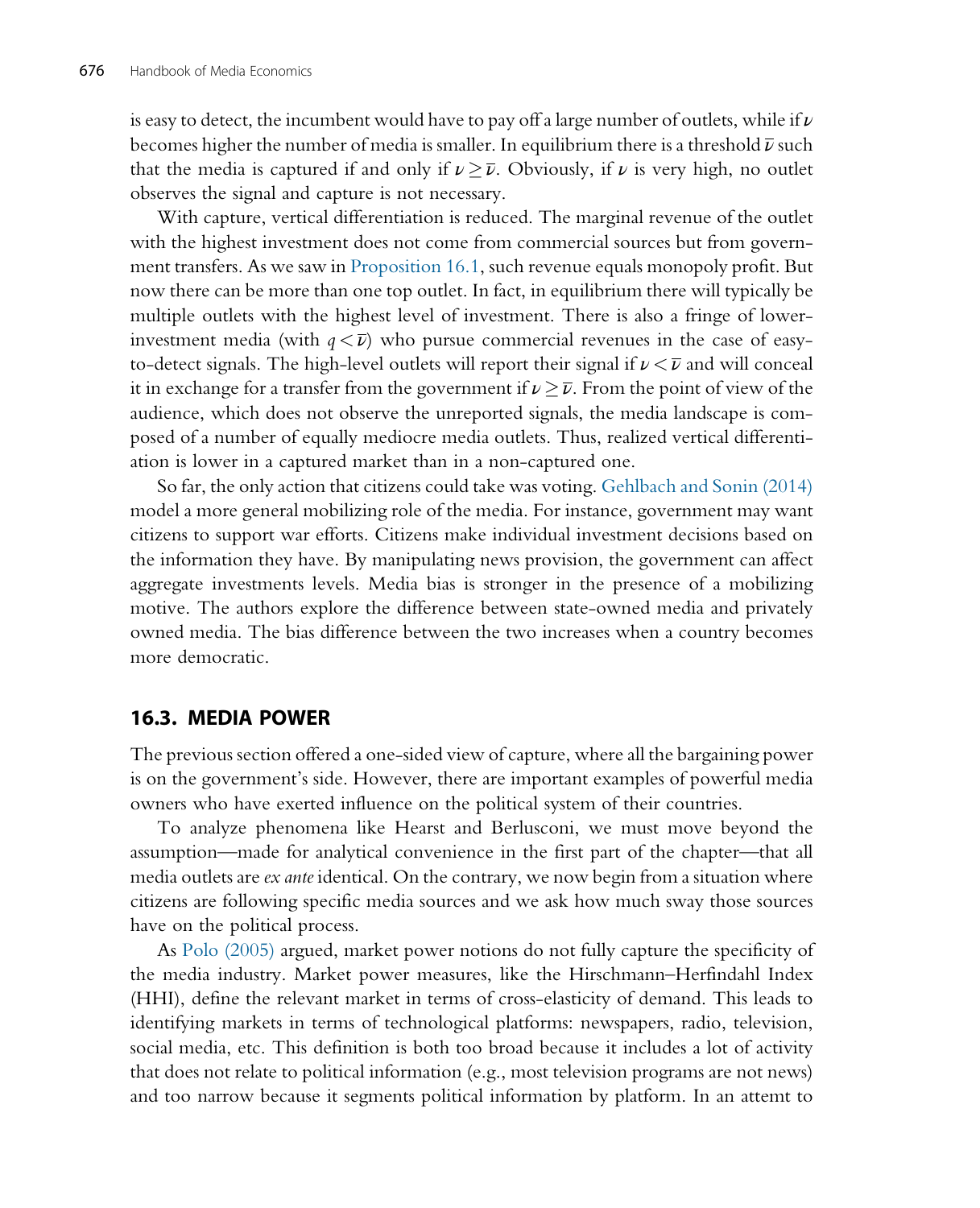is easy to detect, the incumbent would have to pay off a large number of outlets, while if $\nu$ becomes higher the number of media is smaller. In equilibrium there is a threshold $\bar{\nu}$ such that the media is captured if and only if $\nu \geq \bar{\nu}$. Obviously, if $\nu$ is very high, no outlet observes the signal and capture is not necessary.

With capture, vertical differentiation is reduced. The marginal revenue of the outlet with the highest investment does not come from commercial sources but from government transfers. As we saw in Proposition 16.1, such revenue equals monopoly profit. But now there can be more than one top outlet. In fact, in equilibrium there will typically be multiple outlets with the highest level of investment. There is also a fringe of lower-investment media (with $q < \bar{\nu}$) who pursue commercial revenues in the case of easy-to-detect signals. The high-level outlets will report their signal if $\nu < \bar{\nu}$ and will conceal it in exchange for a transfer from the government if $\nu \geq \bar{\nu}$. From the point of view of the audience, which does not observe the unreported signals, the media landscape is composed of a number of equally mediocre media outlets. Thus, realized vertical differentiation is lower in a captured market than in a non-captured one.

So far, the only action that citizens could take was voting. Gehlbach and Sonin (2014) model a more general mobilizing role of the media. For instance, government may want citizens to support war efforts. Citizens make individual investment decisions based on the information they have. By manipulating news provision, the government can affect aggregate investments levels. Media bias is stronger in the presence of a mobilizing motive. The authors explore the difference between state-owned media and privately owned media. The bias difference between the two increases when a country becomes more democratic.

## 16.3. MEDIA POWER

The previous section offered a one-sided view of capture, where all the bargaining power is on the government's side. However, there are important examples of powerful media owners who have exerted influence on the political system of their countries.

To analyze phenomena like Hearst and Berlusconi, we must move beyond the assumption—made for analytical convenience in the first part of the chapter—that all media outlets are *ex ante* identical. On the contrary, we now begin from a situation where citizens are following specific media sources and we ask how much sway those sources have on the political process.

As Polo (2005) argued, market power notions do not fully capture the specificity of the media industry. Market power measures, like the Hirschmann–Herfindahl Index (HHI), define the relevant market in terms of cross-elasticity of demand. This leads to identifying markets in terms of technological platforms: newspapers, radio, television, social media, etc. This definition is both too broad because it includes a lot of activity that does not relate to political information (e.g., most television programs are not news) and too narrow because it segments political information by platform. In an attemt to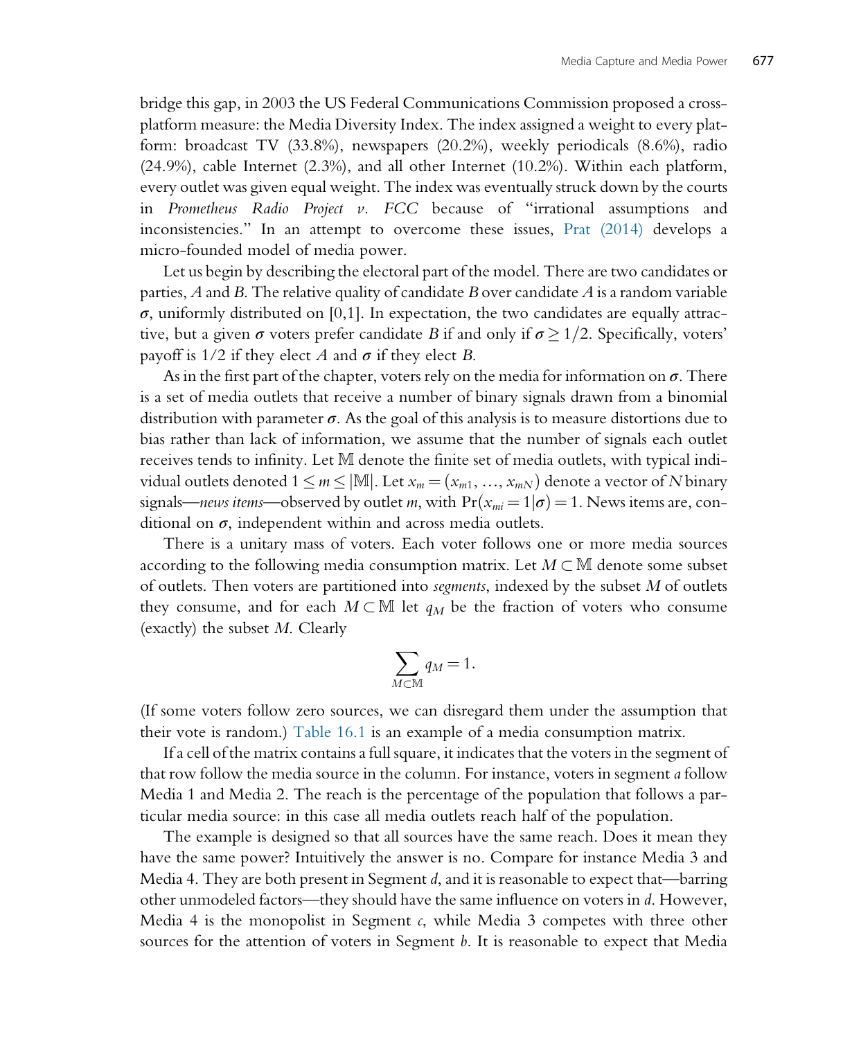bridge this gap, in 2003 the US Federal Communications Commission proposed a cross-platform measure: the Media Diversity Index. The index assigned a weight to every platform: broadcast TV (33.8%), newspapers (20.2%), weekly periodicals (8.6%), radio (24.9%), cable Internet (2.3%), and all other Internet (10.2%). Within each platform, every outlet was given equal weight. The index was eventually struck down by the courts in *Prometheus Radio Project v. FCC* because of "irrational assumptions and inconsistencies." In an attempt to overcome these issues, Prat (2014) develops a micro-founded model of media power.

Let us begin by describing the electoral part of the model. There are two candidates or parties, $A$ and $B$. The relative quality of candidate $B$ over candidate $A$ is a random variable $\sigma$, uniformly distributed on [0,1]. In expectation, the two candidates are equally attractive, but a given $\sigma$ voters prefer candidate $B$ if and only if $\sigma \geq 1/2$. Specifically, voters' payoff is $1/2$ if they elect $A$ and $\sigma$ if they elect $B$.

As in the first part of the chapter, voters rely on the media for information on $\sigma$. There is a set of media outlets that receive a number of binary signals drawn from a binomial distribution with parameter $\sigma$. As the goal of this analysis is to measure distortions due to bias rather than lack of information, we assume that the number of signals each outlet receives tends to infinity. Let $\mathbb{M}$ denote the finite set of media outlets, with typical individual outlets denoted $1 \leq m \leq |\mathbb{M}|$. Let $x_m = (x_{m1}, \ldots, x_{mN})$ denote a vector of $N$ binary signals—*news items*—observed by outlet $m$, with $\Pr(x_{mi} = 1|\sigma) = 1$. News items are, conditional on $\sigma$, independent within and across media outlets.

There is a unitary mass of voters. Each voter follows one or more media sources according to the following media consumption matrix. Let $M \subset \mathbb{M}$ denote some subset of outlets. Then voters are partitioned into *segments*, indexed by the subset $M$ of outlets they consume, and for each $M \subset \mathbb{M}$ let $q_M$ be the fraction of voters who consume (exactly) the subset $M$. Clearly

$$\sum_{M \subset \mathbb{M}} q_M = 1.$$

(If some voters follow zero sources, we can disregard them under the assumption that their vote is random.) Table 16.1 is an example of a media consumption matrix.

If a cell of the matrix contains a full square, it indicates that the voters in the segment of that row follow the media source in the column. For instance, voters in segment $a$ follow Media 1 and Media 2. The reach is the percentage of the population that follows a particular media source: in this case all media outlets reach half of the population.

The example is designed so that all sources have the same reach. Does it mean they have the same power? Intuitively the answer is no. Compare for instance Media 3 and Media 4. They are both present in Segment $d$, and it is reasonable to expect that—barring other unmodeled factors—they should have the same influence on voters in $d$. However, Media 4 is the monopolist in Segment $c$, while Media 3 competes with three other sources for the attention of voters in Segment $b$. It is reasonable to expect that Media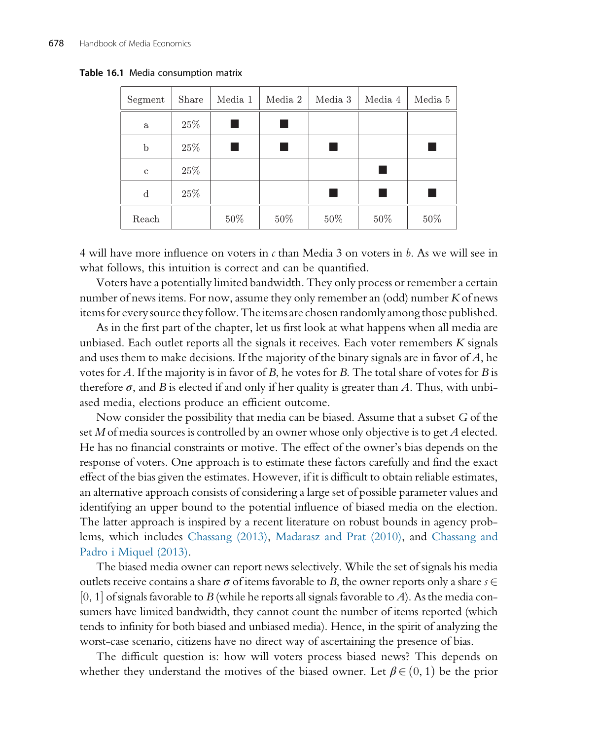**Table 16.1** Media consumption matrix

| Segment | Share | Media 1 | Media 2 | Media 3 | Media 4 | Media 5 |
|---|---|---|---|---|---|---|
| a | 25% | ■ | ■ | | | |
| b | 25% | ■ | ■ | ■ | | ■ |
| c | 25% | | | | ■ | |
| d | 25% | | | ■ | ■ | ■ |
| Reach | | 50% | 50% | 50% | 50% | 50% |

4 will have more influence on voters in *c* than Media 3 on voters in *b*. As we will see in what follows, this intuition is correct and can be quantified.

Voters have a potentially limited bandwidth. They only process or remember a certain number of news items. For now, assume they only remember an (odd) number $K$ of news items for every source they follow. The items are chosen randomly among those published.

As in the first part of the chapter, let us first look at what happens when all media are unbiased. Each outlet reports all the signals it receives. Each voter remembers $K$ signals and uses them to make decisions. If the majority of the binary signals are in favor of $A$, he votes for $A$. If the majority is in favor of $B$, he votes for $B$. The total share of votes for $B$ is therefore $\sigma$, and $B$ is elected if and only if her quality is greater than $A$. Thus, with unbiased media, elections produce an efficient outcome.

Now consider the possibility that media can be biased. Assume that a subset $G$ of the set $M$ of media sources is controlled by an owner whose only objective is to get $A$ elected. He has no financial constraints or motive. The effect of the owner's bias depends on the response of voters. One approach is to estimate these factors carefully and find the exact effect of the bias given the estimates. However, if it is difficult to obtain reliable estimates, an alternative approach consists of considering a large set of possible parameter values and identifying an upper bound to the potential influence of biased media on the election. The latter approach is inspired by a recent literature on robust bounds in agency problems, which includes Chassang (2013), Madarasz and Prat (2010), and Chassang and Padro i Miquel (2013).

The biased media owner can report news selectively. While the set of signals his media outlets receive contains a share $\sigma$ of items favorable to $B$, the owner reports only a share $s \in [0, 1]$ of signals favorable to $B$ (while he reports all signals favorable to $A$). As the media consumers have limited bandwidth, they cannot count the number of items reported (which tends to infinity for both biased and unbiased media). Hence, in the spirit of analyzing the worst-case scenario, citizens have no direct way of ascertaining the presence of bias.

The difficult question is: how will voters process biased news? This depends on whether they understand the motives of the biased owner. Let $\beta \in (0, 1)$ be the prior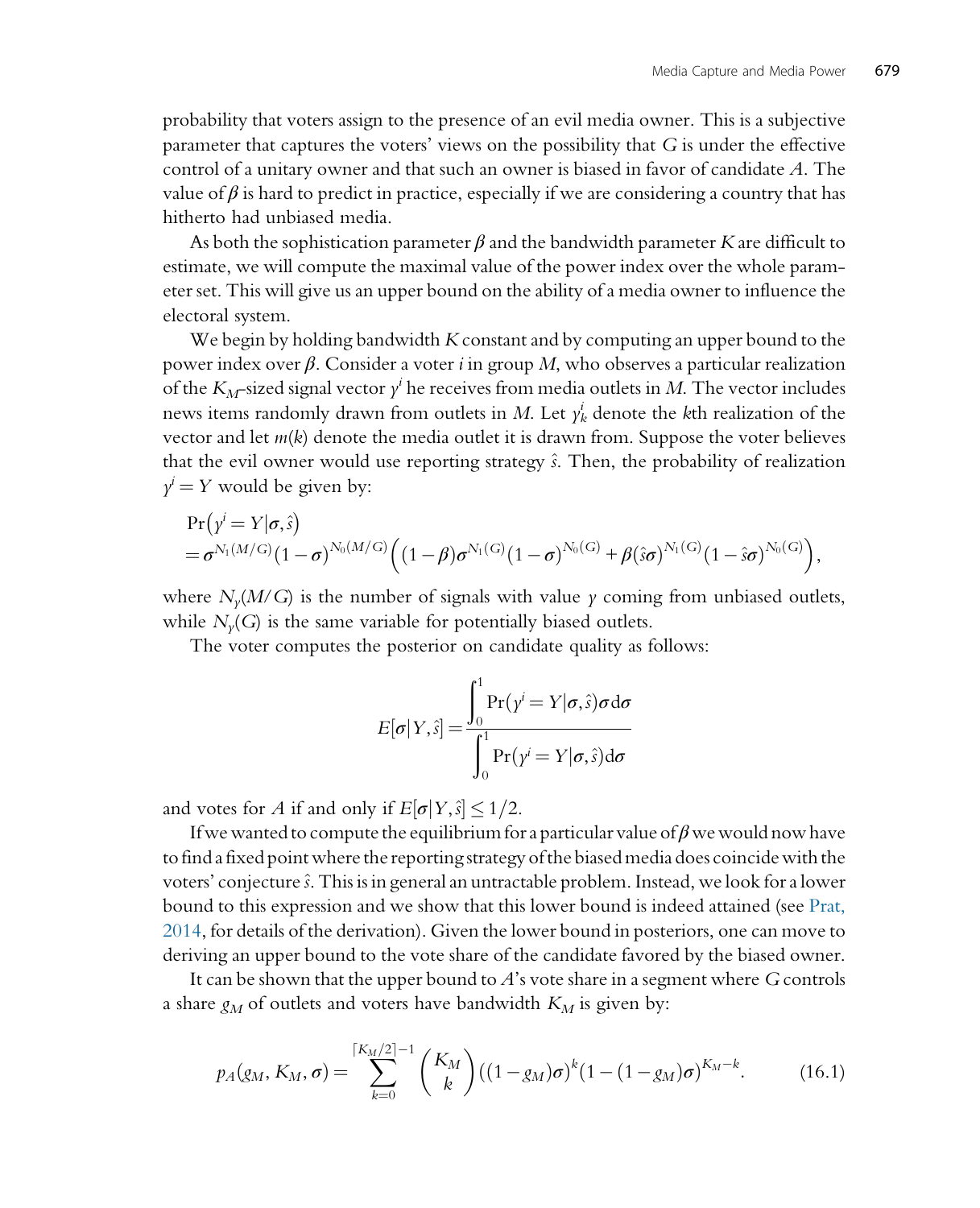probability that voters assign to the presence of an evil media owner. This is a subjective parameter that captures the voters' views on the possibility that $G$ is under the effective control of a unitary owner and that such an owner is biased in favor of candidate $A$. The value of $\beta$ is hard to predict in practice, especially if we are considering a country that has hitherto had unbiased media.

As both the sophistication parameter $\beta$ and the bandwidth parameter $K$ are difficult to estimate, we will compute the maximal value of the power index over the whole parameter set. This will give us an upper bound on the ability of a media owner to influence the electoral system.

We begin by holding bandwidth $K$ constant and by computing an upper bound to the power index over $\beta$. Consider a voter $i$ in group $M$, who observes a particular realization of the $K_M$-sized signal vector $y^i$ he receives from media outlets in $M$. The vector includes news items randomly drawn from outlets in $M$. Let $y^i_k$ denote the $k$th realization of the vector and let $m(k)$ denote the media outlet it is drawn from. Suppose the voter believes that the evil owner would use reporting strategy $\hat{s}$. Then, the probability of realization $y^i = Y$ would be given by:

$$
\begin{aligned}
&\Pr\left(y^i = Y|\sigma,\hat{s}\right) \\
&= \sigma^{N_1(M/G)}(1-\sigma)^{N_0(M/G)}\left((1-\beta)\sigma^{N_1(G)}(1-\sigma)^{N_0(G)} + \beta(\hat{s}\sigma)^{N_1(G)}(1-\hat{s}\sigma)^{N_0(G)}\right),
\end{aligned}
$$

where $N_y(M/G)$ is the number of signals with value $y$ coming from unbiased outlets, while $N_y(G)$ is the same variable for potentially biased outlets.

The voter computes the posterior on candidate quality as follows:

$$
E[\sigma|Y,\hat{s}] = \frac{\int_0^1 \Pr(y^i = Y|\sigma,\hat{s})\sigma \mathrm{d}\sigma}{\int_0^1 \Pr(y^i = Y|\sigma,\hat{s})\mathrm{d}\sigma}
$$

and votes for $A$ if and only if $E[\sigma|Y,\hat{s}] \leq 1/2$.

If we wanted to compute the equilibrium for a particular value of $\beta$ we would now have to find a fixed point where the reporting strategy of the biased media does coincide with the voters' conjecture $\hat{s}$. This is in general an untractable problem. Instead, we look for a lower bound to this expression and we show that this lower bound is indeed attained (see Prat, 2014, for details of the derivation). Given the lower bound in posteriors, one can move to deriving an upper bound to the vote share of the candidate favored by the biased owner.

It can be shown that the upper bound to $A$'s vote share in a segment where $G$ controls a share $g_M$ of outlets and voters have bandwidth $K_M$ is given by:

$$
p_A(g_M, K_M, \sigma) = \sum_{k=0}^{\lceil K_M/2 \rceil - 1} \binom{K_M}{k} ((1-g_M)\sigma)^k (1-(1-g_M)\sigma)^{K_M-k}. \tag{16.1}
$$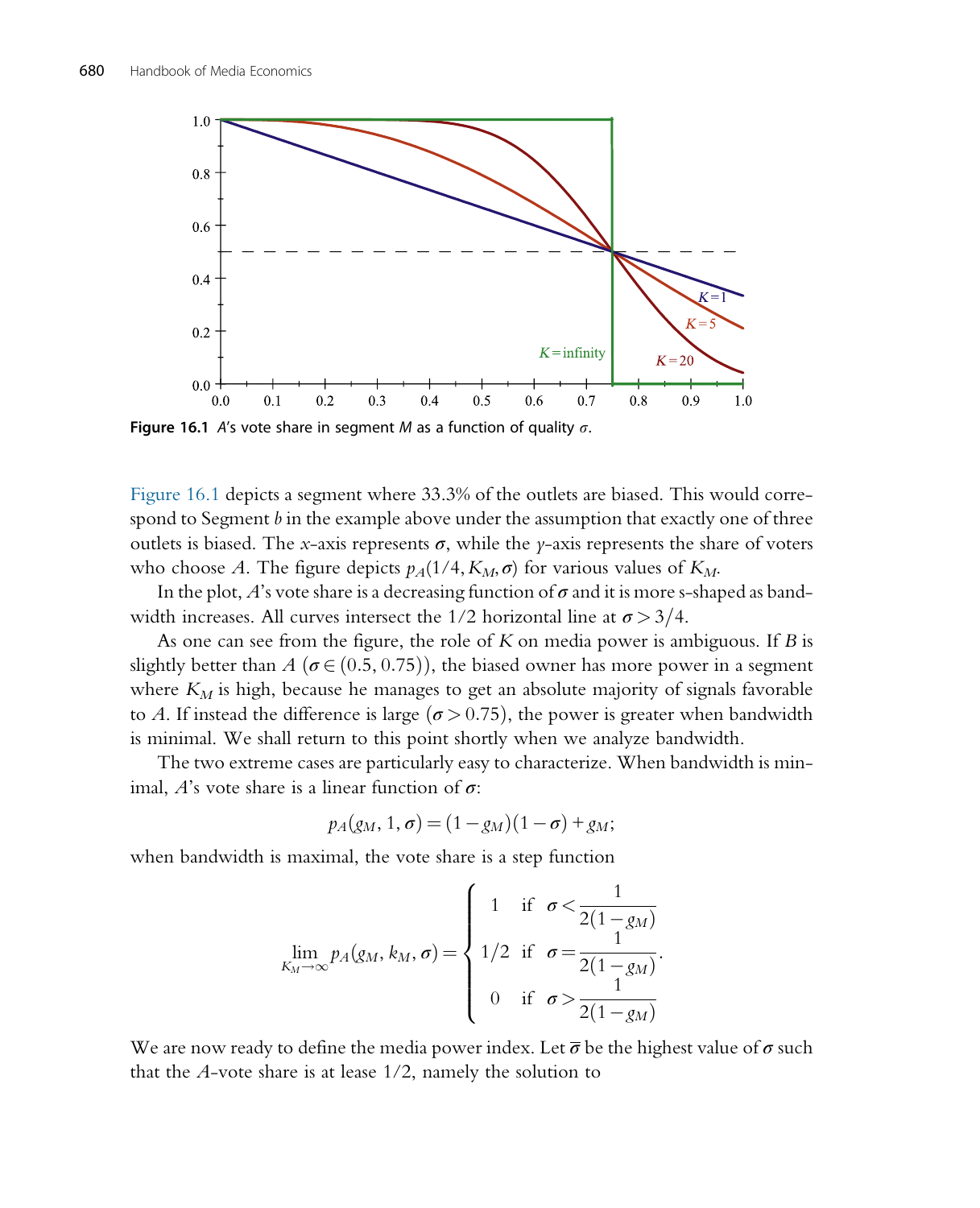Figure 16.1 $A$'s vote share in segment $M$ as a function of quality $\sigma$.

Figure 16.1 depicts a segment where 33.3% of the outlets are biased. This would correspond to Segment $b$ in the example above under the assumption that exactly one of three outlets is biased. The $x$-axis represents $\sigma$, while the $y$-axis represents the share of voters who choose $A$. The figure depicts $p_A(1/4, K_M, \sigma)$ for various values of $K_M$.

In the plot, $A$'s vote share is a decreasing function of $\sigma$ and it is more s-shaped as bandwidth increases. All curves intersect the 1/2 horizontal line at $\sigma > 3/4$.

As one can see from the figure, the role of $K$ on media power is ambiguous. If $B$ is slightly better than $A$ ($\sigma \in (0.5, 0.75)$), the biased owner has more power in a segment where $K_M$ is high, because he manages to get an absolute majority of signals favorable to $A$. If instead the difference is large ($\sigma > 0.75$), the power is greater when bandwidth is minimal. We shall return to this point shortly when we analyze bandwidth.

The two extreme cases are particularly easy to characterize. When bandwidth is minimal, $A$'s vote share is a linear function of $\sigma$:

$$p_A(g_M, 1, \sigma) = (1 - g_M)(1 - \sigma) + g_M;$$

when bandwidth is maximal, the vote share is a step function

$$\lim_{K_M \to \infty} p_A(g_M, k_M, \sigma) = \begin{cases} 1 & \text{if} \quad \sigma < \dfrac{1}{2(1 - g_M)} \\ 1/2 & \text{if} \quad \sigma = \dfrac{1}{2(1 - g_M)} \\ 0 & \text{if} \quad \sigma > \dfrac{1}{2(1 - g_M)} \end{cases}.$$

We are now ready to define the media power index. Let $\overline{\sigma}$ be the highest value of $\sigma$ such that the $A$-vote share is at lease 1/2, namely the solution to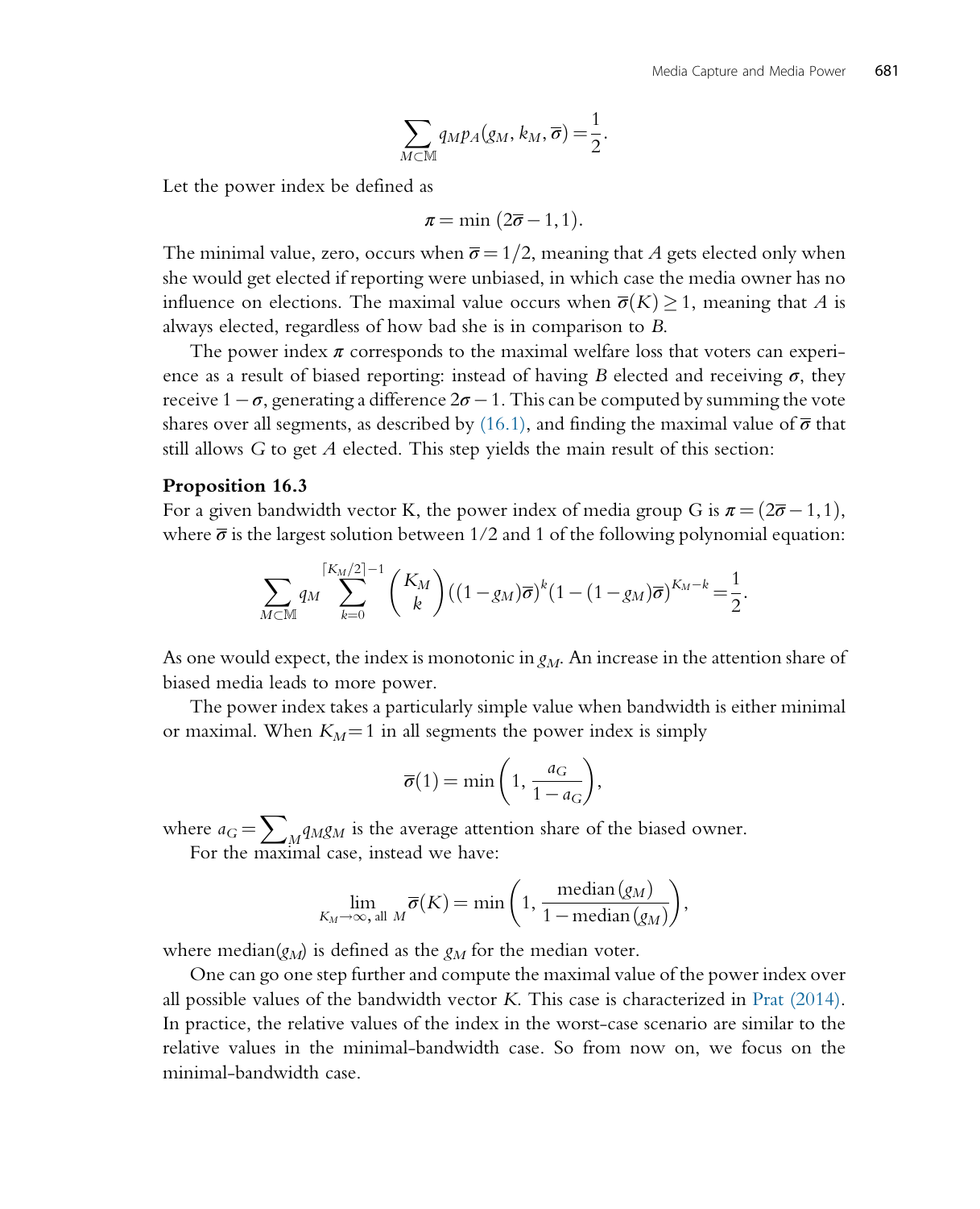$$\sum_{M \subset \mathbb{M}} q_M p_A(g_M, k_M, \overline{\sigma}) = \frac{1}{2}.$$

Let the power index be defined as

$$\pi = \min\,(2\overline{\sigma} - 1, 1).$$

The minimal value, zero, occurs when $\overline{\sigma} = 1/2$, meaning that $A$ gets elected only when she would get elected if reporting were unbiased, in which case the media owner has no influence on elections. The maximal value occurs when $\overline{\sigma}(K) \geq 1$, meaning that $A$ is always elected, regardless of how bad she is in comparison to $B$.

The power index $\pi$ corresponds to the maximal welfare loss that voters can experience as a result of biased reporting: instead of having $B$ elected and receiving $\sigma$, they receive $1 - \sigma$, generating a difference $2\sigma - 1$. This can be computed by summing the vote shares over all segments, as described by (16.1), and finding the maximal value of $\overline{\sigma}$ that still allows $G$ to get $A$ elected. This step yields the main result of this section:

**Proposition 16.3**

For a given bandwidth vector K, the power index of media group G is $\pi = (2\overline{\sigma} - 1, 1)$, where $\overline{\sigma}$ is the largest solution between $1/2$ and 1 of the following polynomial equation:

$$\sum_{M \subset \mathbb{M}} q_M \sum_{k=0}^{\lceil K_M/2 \rceil - 1} \binom{K_M}{k} \left((1 - g_M)\overline{\sigma}\right)^k \left(1 - (1 - g_M)\overline{\sigma}\right)^{K_M - k} = \frac{1}{2}.$$

As one would expect, the index is monotonic in $g_M$. An increase in the attention share of biased media leads to more power.

The power index takes a particularly simple value when bandwidth is either minimal or maximal. When $K_M = 1$ in all segments the power index is simply

$$\overline{\sigma}(1) = \min\left(1, \frac{a_G}{1 - a_G}\right),$$

where $a_G = \sum_M q_M g_M$ is the average attention share of the biased owner.

For the maximal case, instead we have:

$$\lim_{K_M \to \infty,\text{ all } M} \overline{\sigma}(K) = \min\left(1, \frac{\text{median}\,(g_M)}{1 - \text{median}\,(g_M)}\right),$$

where median($g_M$) is defined as the $g_M$ for the median voter.

One can go one step further and compute the maximal value of the power index over all possible values of the bandwidth vector $K$. This case is characterized in Prat (2014). In practice, the relative values of the index in the worst-case scenario are similar to the relative values in the minimal-bandwidth case. So from now on, we focus on the minimal-bandwidth case.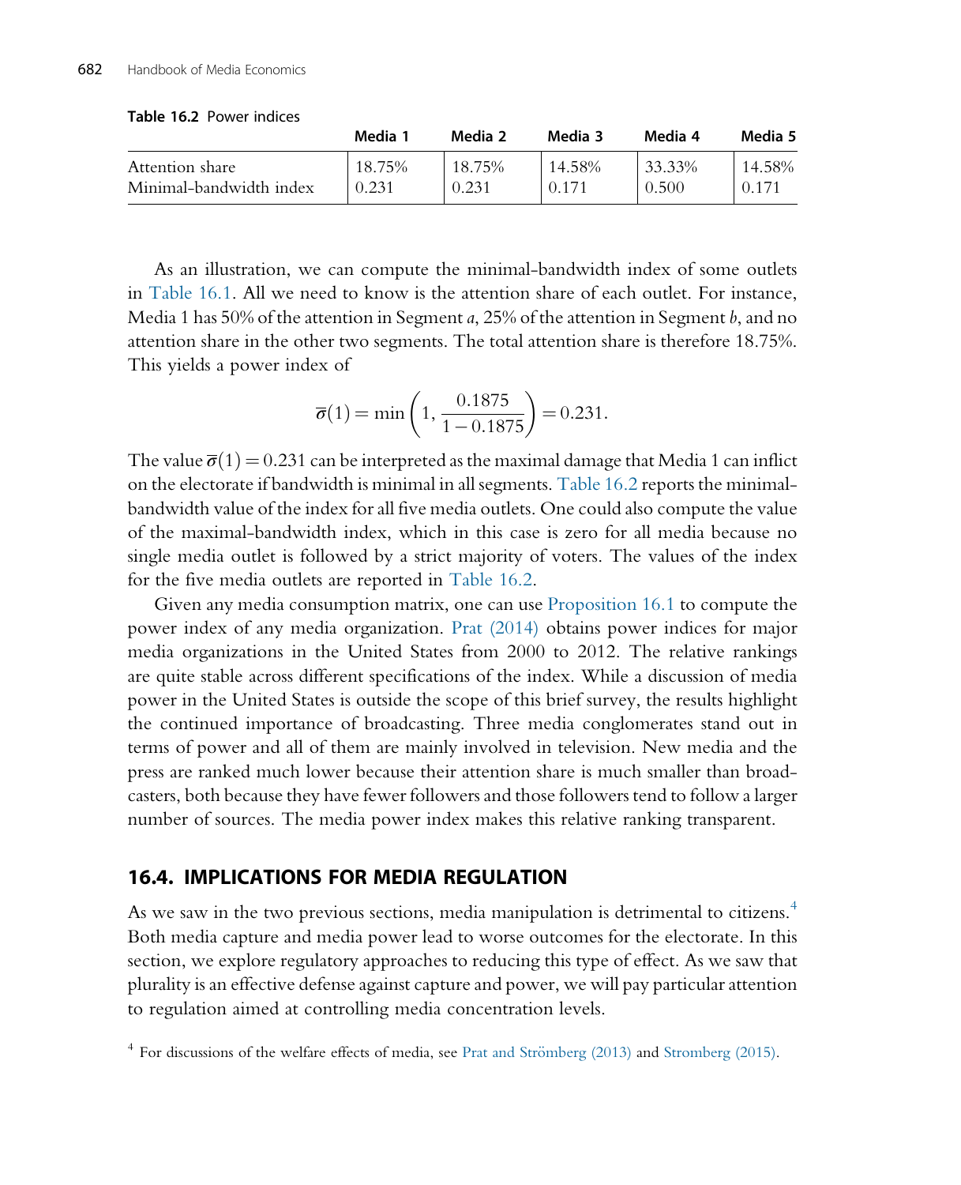**Table 16.2** Power indices

| | Media 1 | Media 2 | Media 3 | Media 4 | Media 5 |
|---|---|---|---|---|---|
| Attention share | 18.75% | 18.75% | 14.58% | 33.33% | 14.58% |
| Minimal-bandwidth index | 0.231 | 0.231 | 0.171 | 0.500 | 0.171 |

As an illustration, we can compute the minimal-bandwidth index of some outlets in Table 16.1. All we need to know is the attention share of each outlet. For instance, Media 1 has 50% of the attention in Segment $a$, 25% of the attention in Segment $b$, and no attention share in the other two segments. The total attention share is therefore 18.75%. This yields a power index of

$$\overline{\sigma}(1) = \min\left(1, \frac{0.1875}{1-0.1875}\right) = 0.231.$$

The value $\overline{\sigma}(1) = 0.231$ can be interpreted as the maximal damage that Media 1 can inflict on the electorate if bandwidth is minimal in all segments. Table 16.2 reports the minimal-bandwidth value of the index for all five media outlets. One could also compute the value of the maximal-bandwidth index, which in this case is zero for all media because no single media outlet is followed by a strict majority of voters. The values of the index for the five media outlets are reported in Table 16.2.

Given any media consumption matrix, one can use Proposition 16.1 to compute the power index of any media organization. Prat (2014) obtains power indices for major media organizations in the United States from 2000 to 2012. The relative rankings are quite stable across different specifications of the index. While a discussion of media power in the United States is outside the scope of this brief survey, the results highlight the continued importance of broadcasting. Three media conglomerates stand out in terms of power and all of them are mainly involved in television. New media and the press are ranked much lower because their attention share is much smaller than broadcasters, both because they have fewer followers and those followers tend to follow a larger number of sources. The media power index makes this relative ranking transparent.

## 16.4. IMPLICATIONS FOR MEDIA REGULATION

As we saw in the two previous sections, media manipulation is detrimental to citizens.[4] Both media capture and media power lead to worse outcomes for the electorate. In this section, we explore regulatory approaches to reducing this type of effect. As we saw that plurality is an effective defense against capture and power, we will pay particular attention to regulation aimed at controlling media concentration levels.

[4] For discussions of the welfare effects of media, see Prat and Strömberg (2013) and Stromberg (2015).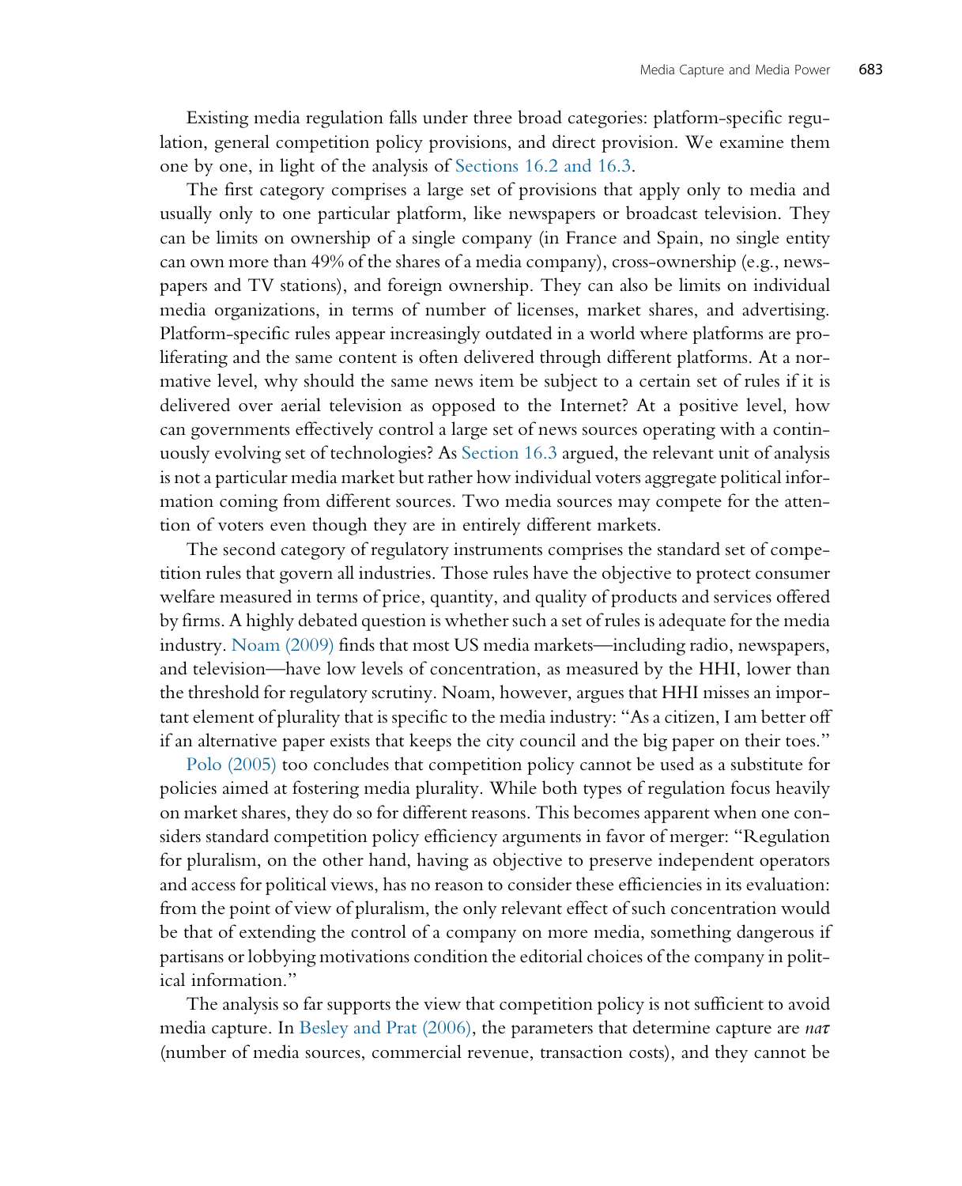Existing media regulation falls under three broad categories: platform-specific regulation, general competition policy provisions, and direct provision. We examine them one by one, in light of the analysis of Sections 16.2 and 16.3.

The first category comprises a large set of provisions that apply only to media and usually only to one particular platform, like newspapers or broadcast television. They can be limits on ownership of a single company (in France and Spain, no single entity can own more than 49% of the shares of a media company), cross-ownership (e.g., newspapers and TV stations), and foreign ownership. They can also be limits on individual media organizations, in terms of number of licenses, market shares, and advertising. Platform-specific rules appear increasingly outdated in a world where platforms are proliferating and the same content is often delivered through different platforms. At a normative level, why should the same news item be subject to a certain set of rules if it is delivered over aerial television as opposed to the Internet? At a positive level, how can governments effectively control a large set of news sources operating with a continuously evolving set of technologies? As Section 16.3 argued, the relevant unit of analysis is not a particular media market but rather how individual voters aggregate political information coming from different sources. Two media sources may compete for the attention of voters even though they are in entirely different markets.

The second category of regulatory instruments comprises the standard set of competition rules that govern all industries. Those rules have the objective to protect consumer welfare measured in terms of price, quantity, and quality of products and services offered by firms. A highly debated question is whether such a set of rules is adequate for the media industry. Noam (2009) finds that most US media markets—including radio, newspapers, and television—have low levels of concentration, as measured by the HHI, lower than the threshold for regulatory scrutiny. Noam, however, argues that HHI misses an important element of plurality that is specific to the media industry: "As a citizen, I am better off if an alternative paper exists that keeps the city council and the big paper on their toes."

Polo (2005) too concludes that competition policy cannot be used as a substitute for policies aimed at fostering media plurality. While both types of regulation focus heavily on market shares, they do so for different reasons. This becomes apparent when one considers standard competition policy efficiency arguments in favor of merger: "Regulation for pluralism, on the other hand, having as objective to preserve independent operators and access for political views, has no reason to consider these efficiencies in its evaluation: from the point of view of pluralism, the only relevant effect of such concentration would be that of extending the control of a company on more media, something dangerous if partisans or lobbying motivations condition the editorial choices of the company in political information."

The analysis so far supports the view that competition policy is not sufficient to avoid media capture. In Besley and Prat (2006), the parameters that determine capture are $na\tau$ (number of media sources, commercial revenue, transaction costs), and they cannot be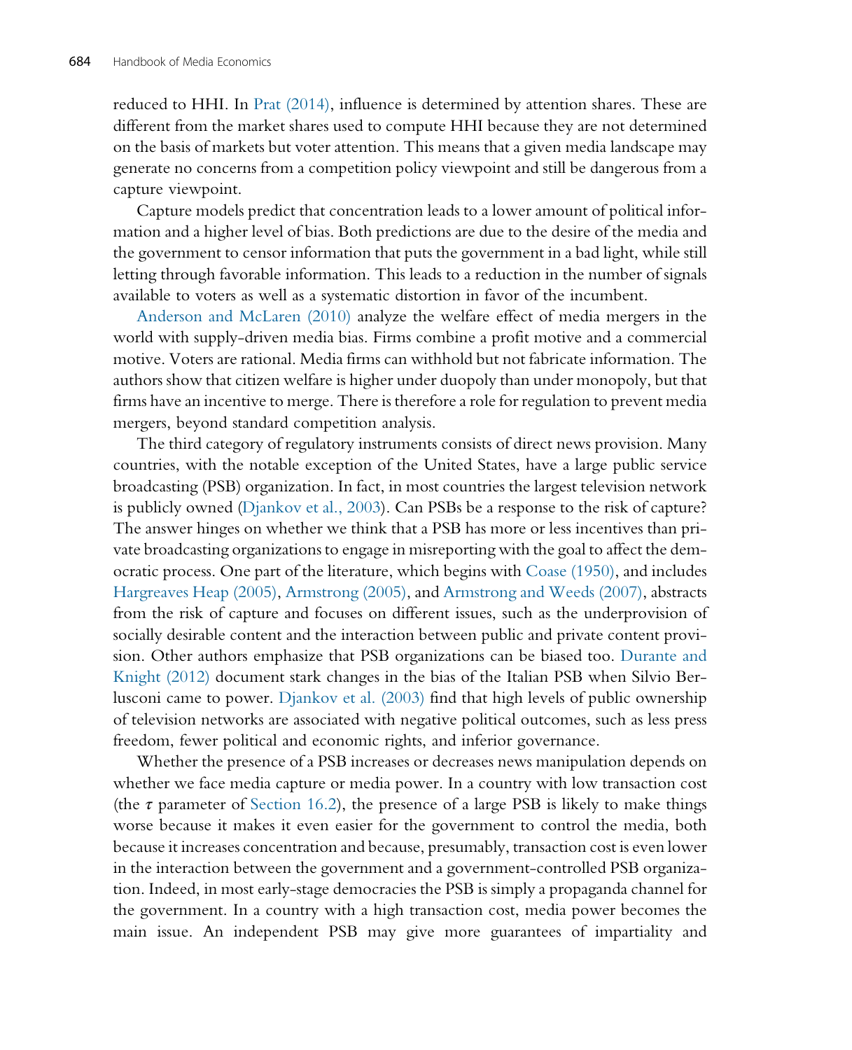reduced to HHI. In Prat (2014), influence is determined by attention shares. These are different from the market shares used to compute HHI because they are not determined on the basis of markets but voter attention. This means that a given media landscape may generate no concerns from a competition policy viewpoint and still be dangerous from a capture viewpoint.

Capture models predict that concentration leads to a lower amount of political information and a higher level of bias. Both predictions are due to the desire of the media and the government to censor information that puts the government in a bad light, while still letting through favorable information. This leads to a reduction in the number of signals available to voters as well as a systematic distortion in favor of the incumbent.

Anderson and McLaren (2010) analyze the welfare effect of media mergers in the world with supply-driven media bias. Firms combine a profit motive and a commercial motive. Voters are rational. Media firms can withhold but not fabricate information. The authors show that citizen welfare is higher under duopoly than under monopoly, but that firms have an incentive to merge. There is therefore a role for regulation to prevent media mergers, beyond standard competition analysis.

The third category of regulatory instruments consists of direct news provision. Many countries, with the notable exception of the United States, have a large public service broadcasting (PSB) organization. In fact, in most countries the largest television network is publicly owned (Djankov et al., 2003). Can PSBs be a response to the risk of capture? The answer hinges on whether we think that a PSB has more or less incentives than private broadcasting organizations to engage in misreporting with the goal to affect the democratic process. One part of the literature, which begins with Coase (1950), and includes Hargreaves Heap (2005), Armstrong (2005), and Armstrong and Weeds (2007), abstracts from the risk of capture and focuses on different issues, such as the underprovision of socially desirable content and the interaction between public and private content provision. Other authors emphasize that PSB organizations can be biased too. Durante and Knight (2012) document stark changes in the bias of the Italian PSB when Silvio Berlusconi came to power. Djankov et al. (2003) find that high levels of public ownership of television networks are associated with negative political outcomes, such as less press freedom, fewer political and economic rights, and inferior governance.

Whether the presence of a PSB increases or decreases news manipulation depends on whether we face media capture or media power. In a country with low transaction cost (the $\tau$ parameter of Section 16.2), the presence of a large PSB is likely to make things worse because it makes it even easier for the government to control the media, both because it increases concentration and because, presumably, transaction cost is even lower in the interaction between the government and a government-controlled PSB organization. Indeed, in most early-stage democracies the PSB is simply a propaganda channel for the government. In a country with a high transaction cost, media power becomes the main issue. An independent PSB may give more guarantees of impartiality and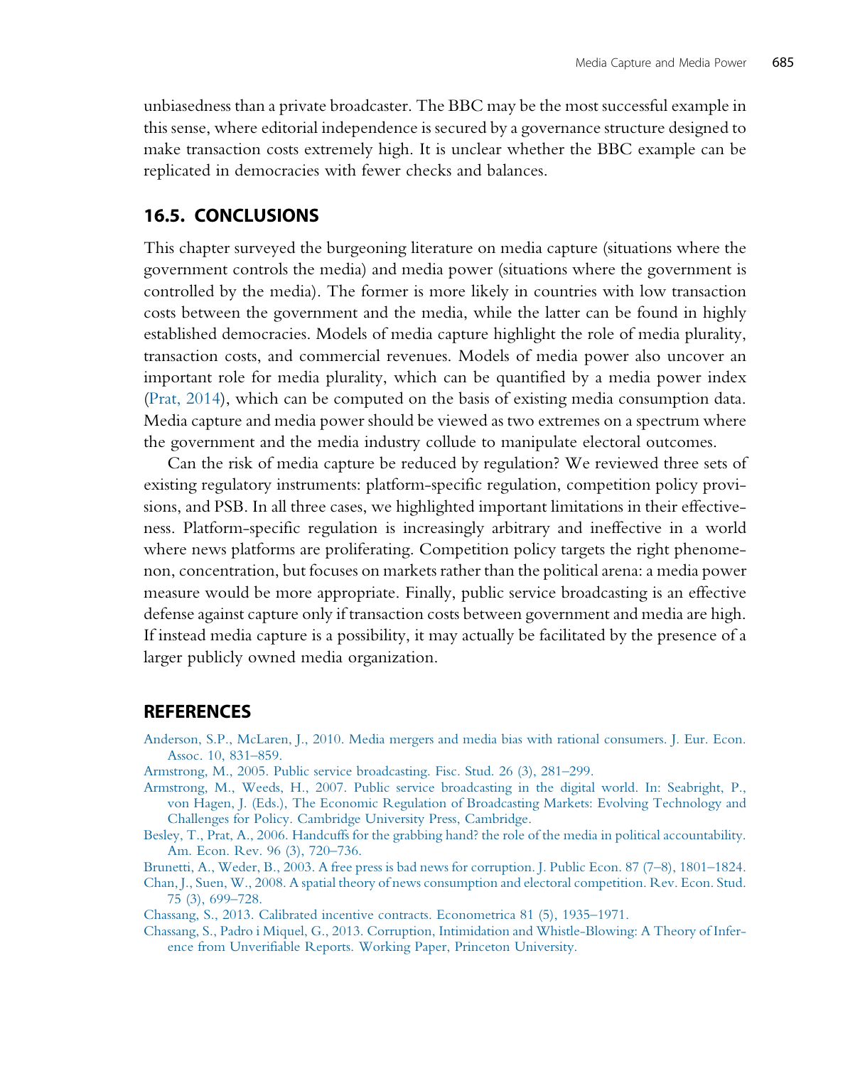unbiasedness than a private broadcaster. The BBC may be the most successful example in this sense, where editorial independence is secured by a governance structure designed to make transaction costs extremely high. It is unclear whether the BBC example can be replicated in democracies with fewer checks and balances.

## 16.5. CONCLUSIONS

This chapter surveyed the burgeoning literature on media capture (situations where the government controls the media) and media power (situations where the government is controlled by the media). The former is more likely in countries with low transaction costs between the government and the media, while the latter can be found in highly established democracies. Models of media capture highlight the role of media plurality, transaction costs, and commercial revenues. Models of media power also uncover an important role for media plurality, which can be quantified by a media power index (Prat, 2014), which can be computed on the basis of existing media consumption data. Media capture and media power should be viewed as two extremes on a spectrum where the government and the media industry collude to manipulate electoral outcomes.

Can the risk of media capture be reduced by regulation? We reviewed three sets of existing regulatory instruments: platform-specific regulation, competition policy provisions, and PSB. In all three cases, we highlighted important limitations in their effectiveness. Platform-specific regulation is increasingly arbitrary and ineffective in a world where news platforms are proliferating. Competition policy targets the right phenomenon, concentration, but focuses on markets rather than the political arena: a media power measure would be more appropriate. Finally, public service broadcasting is an effective defense against capture only if transaction costs between government and media are high. If instead media capture is a possibility, it may actually be facilitated by the presence of a larger publicly owned media organization.

## REFERENCES

Anderson, S.P., McLaren, J., 2010. Media mergers and media bias with rational consumers. J. Eur. Econ. Assoc. 10, 831–859.

Armstrong, M., 2005. Public service broadcasting. Fisc. Stud. 26 (3), 281–299.

Armstrong, M., Weeds, H., 2007. Public service broadcasting in the digital world. In: Seabright, P., von Hagen, J. (Eds.), The Economic Regulation of Broadcasting Markets: Evolving Technology and Challenges for Policy. Cambridge University Press, Cambridge.

Besley, T., Prat, A., 2006. Handcuffs for the grabbing hand? the role of the media in political accountability. Am. Econ. Rev. 96 (3), 720–736.

Brunetti, A., Weder, B., 2003. A free press is bad news for corruption. J. Public Econ. 87 (7–8), 1801–1824.

Chan, J., Suen, W., 2008. A spatial theory of news consumption and electoral competition. Rev. Econ. Stud. 75 (3), 699–728.

Chassang, S., 2013. Calibrated incentive contracts. Econometrica 81 (5), 1935–1971.

Chassang, S., Padro i Miquel, G., 2013. Corruption, Intimidation and Whistle-Blowing: A Theory of Inference from Unverifiable Reports. Working Paper, Princeton University.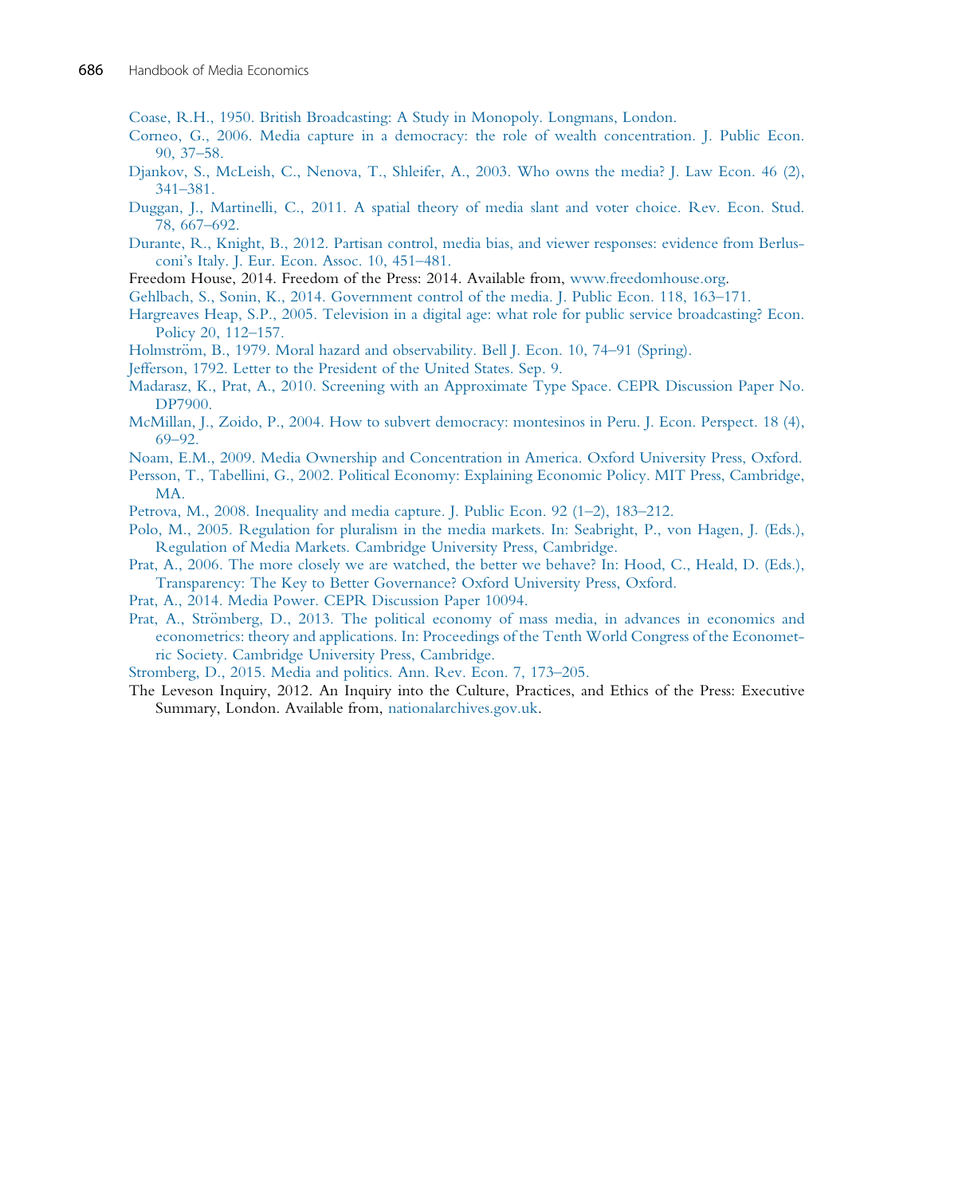Coase, R.H., 1950. British Broadcasting: A Study in Monopoly. Longmans, London.

Corneo, G., 2006. Media capture in a democracy: the role of wealth concentration. J. Public Econ. 90, 37–58.

Djankov, S., McLeish, C., Nenova, T., Shleifer, A., 2003. Who owns the media? J. Law Econ. 46 (2), 341–381.

Duggan, J., Martinelli, C., 2011. A spatial theory of media slant and voter choice. Rev. Econ. Stud. 78, 667–692.

Durante, R., Knight, B., 2012. Partisan control, media bias, and viewer responses: evidence from Berlusconi's Italy. J. Eur. Econ. Assoc. 10, 451–481.

Freedom House, 2014. Freedom of the Press: 2014. Available from, www.freedomhouse.org.

Gehlbach, S., Sonin, K., 2014. Government control of the media. J. Public Econ. 118, 163–171.

Hargreaves Heap, S.P., 2005. Television in a digital age: what role for public service broadcasting? Econ. Policy 20, 112–157.

Holmström, B., 1979. Moral hazard and observability. Bell J. Econ. 10, 74–91 (Spring).

Jefferson, 1792. Letter to the President of the United States. Sep. 9.

Madarasz, K., Prat, A., 2010. Screening with an Approximate Type Space. CEPR Discussion Paper No. DP7900.

McMillan, J., Zoido, P., 2004. How to subvert democracy: montesinos in Peru. J. Econ. Perspect. 18 (4), 69–92.

Noam, E.M., 2009. Media Ownership and Concentration in America. Oxford University Press, Oxford.

Persson, T., Tabellini, G., 2002. Political Economy: Explaining Economic Policy. MIT Press, Cambridge, MA.

Petrova, M., 2008. Inequality and media capture. J. Public Econ. 92 (1–2), 183–212.

Polo, M., 2005. Regulation for pluralism in the media markets. In: Seabright, P., von Hagen, J. (Eds.), Regulation of Media Markets. Cambridge University Press, Cambridge.

Prat, A., 2006. The more closely we are watched, the better we behave? In: Hood, C., Heald, D. (Eds.), Transparency: The Key to Better Governance? Oxford University Press, Oxford.

Prat, A., 2014. Media Power. CEPR Discussion Paper 10094.

Prat, A., Strömberg, D., 2013. The political economy of mass media, in advances in economics and econometrics: theory and applications. In: Proceedings of the Tenth World Congress of the Econometric Society. Cambridge University Press, Cambridge.

Stromberg, D., 2015. Media and politics. Ann. Rev. Econ. 7, 173–205.

The Leveson Inquiry, 2012. An Inquiry into the Culture, Practices, and Ethics of the Press: Executive Summary, London. Available from, nationalarchives.gov.uk.